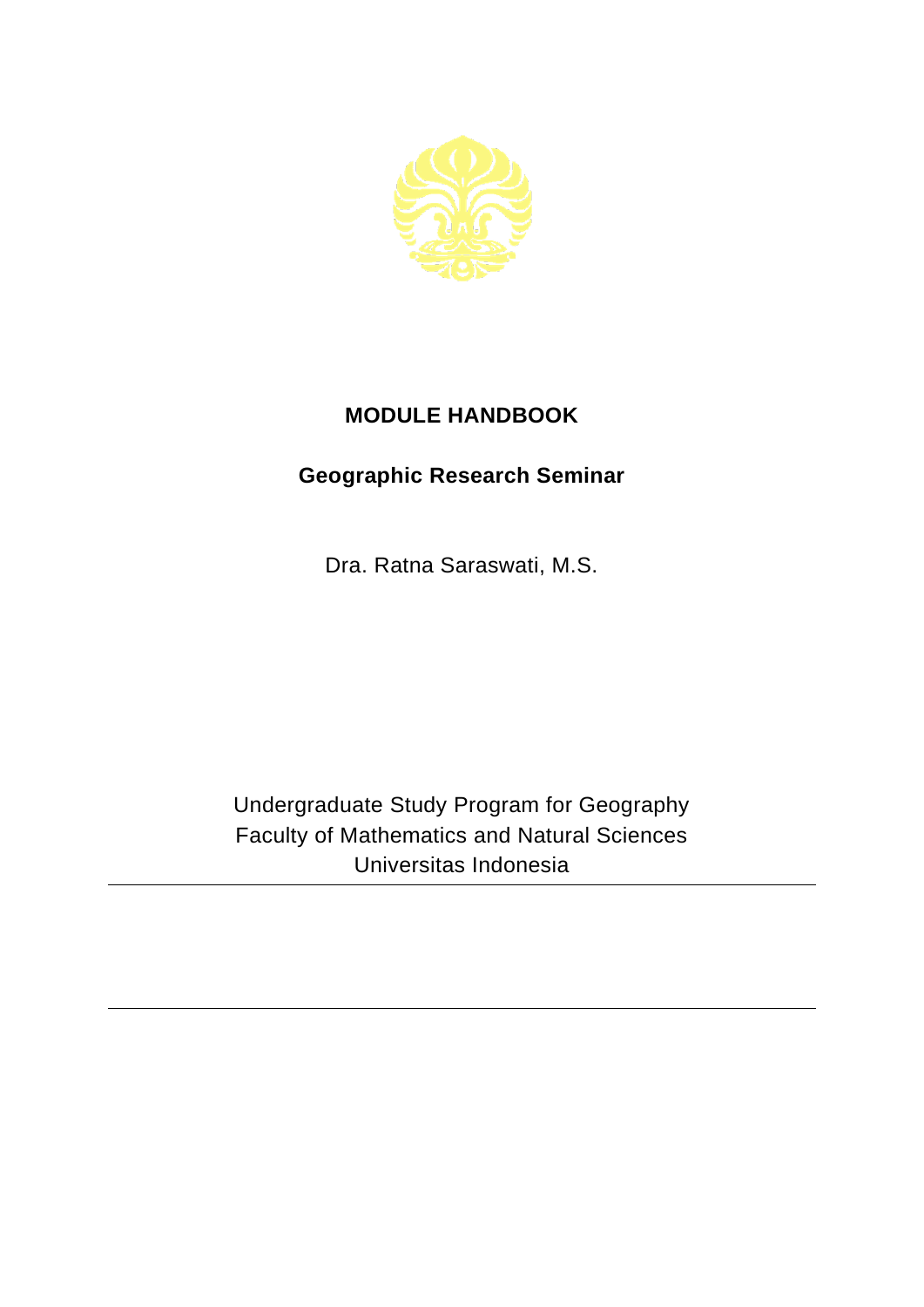# MODULE HANDBOOK

## Geographic Research Seminar

Dra. Ratna Saraswati, M.S.

Undergraduate Study Program for Geography
Faculty of Mathematics and Natural Sciences
Universitas Indonesia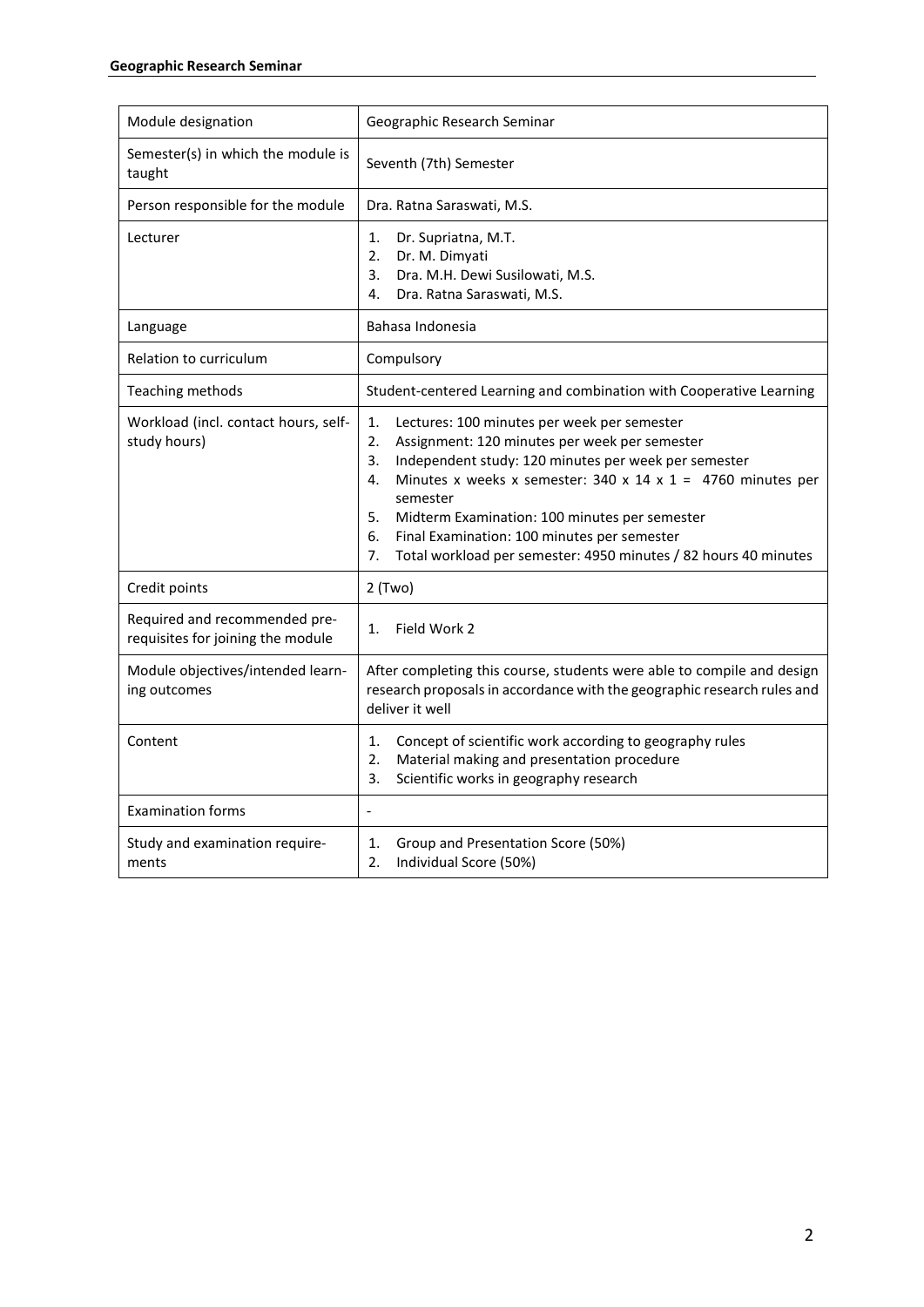| Module designation | Geographic Research Seminar |
|---|---|
| Semester(s) in which the module is taught | Seventh (7th) Semester |
| Person responsible for the module | Dra. Ratna Saraswati, M.S. |
| Lecturer | 1. Dr. Supriatna, M.T.<br>2. Dr. M. Dimyati<br>3. Dra. M.H. Dewi Susilowati, M.S.<br>4. Dra. Ratna Saraswati, M.S. |
| Language | Bahasa Indonesia |
| Relation to curriculum | Compulsory |
| Teaching methods | Student-centered Learning and combination with Cooperative Learning |
| Workload (incl. contact hours, self-study hours) | 1. Lectures: 100 minutes per week per semester<br>2. Assignment: 120 minutes per week per semester<br>3. Independent study: 120 minutes per week per semester<br>4. Minutes x weeks x semester: 340 x 14 x 1 = 4760 minutes per semester<br>5. Midterm Examination: 100 minutes per semester<br>6. Final Examination: 100 minutes per semester<br>7. Total workload per semester: 4950 minutes / 82 hours 40 minutes |
| Credit points | 2 (Two) |
| Required and recommended pre-requisites for joining the module | 1. Field Work 2 |
| Module objectives/intended learning outcomes | After completing this course, students were able to compile and design research proposals in accordance with the geographic research rules and deliver it well |
| Content | 1. Concept of scientific work according to geography rules<br>2. Material making and presentation procedure<br>3. Scientific works in geography research |
| Examination forms | - |
| Study and examination requirements | 1. Group and Presentation Score (50%)<br>2. Individual Score (50%) |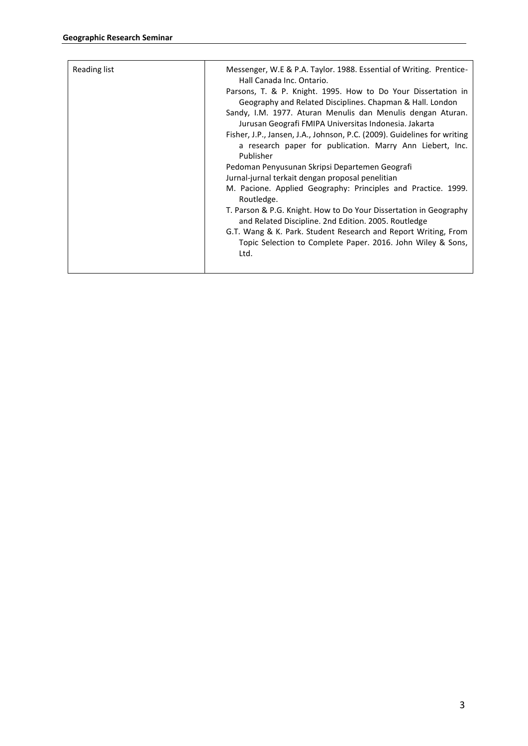| | |
|---|---|
| Reading list | Messenger, W.E & P.A. Taylor. 1988. Essential of Writing. Prentice-Hall Canada Inc. Ontario.<br>Parsons, T. & P. Knight. 1995. How to Do Your Dissertation in Geography and Related Disciplines. Chapman & Hall. London<br>Sandy, I.M. 1977. Aturan Menulis dan Menulis dengan Aturan. Jurusan Geografi FMIPA Universitas Indonesia. Jakarta<br>Fisher, J.P., Jansen, J.A., Johnson, P.C. (2009). Guidelines for writing a research paper for publication. Marry Ann Liebert, Inc. Publisher<br>Pedoman Penyusunan Skripsi Departemen Geografi<br>Jurnal-jurnal terkait dengan proposal penelitian<br>M. Pacione. Applied Geography: Principles and Practice. 1999. Routledge.<br>T. Parson & P.G. Knight. How to Do Your Dissertation in Geography and Related Discipline. 2nd Edition. 2005. Routledge<br>G.T. Wang & K. Park. Student Research and Report Writing, From Topic Selection to Complete Paper. 2016. John Wiley & Sons, Ltd. |